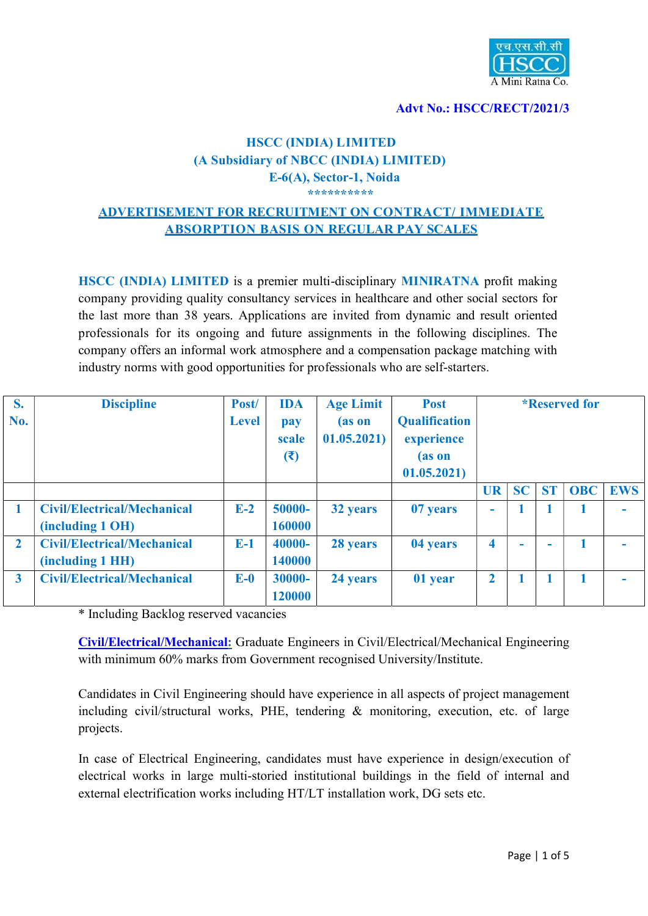एच.एस.सी.सी
HSCC
A Mini Ratna Co.

**Advt No.: HSCC/RECT/2021/3**

# HSCC (INDIA) LIMITED
## (A Subsidiary of NBCC (INDIA) LIMITED)
## E-6(A), Sector-1, Noida

**********

## ADVERTISEMENT FOR RECRUITMENT ON CONTRACT/ IMMEDIATE ABSORPTION BASIS ON REGULAR PAY SCALES

**HSCC (INDIA) LIMITED** is a premier multi-disciplinary **MINIRATNA** profit making company providing quality consultancy services in healthcare and other social sectors for the last more than 38 years. Applications are invited from dynamic and result oriented professionals for its ongoing and future assignments in the following disciplines. The company offers an informal work atmosphere and a compensation package matching with industry norms with good opportunities for professionals who are self-starters.

| S. No. | Discipline | Post/ Level | IDA pay scale (₹) | Age Limit (as on 01.05.2021) | Post Qualification experience (as on 01.05.2021) | *Reserved for | | | | |
|---|---|---|---|---|---|---|---|---|---|---|
| | | | | | | UR | SC | ST | OBC | EWS |
| 1 | Civil/Electrical/Mechanical (including 1 OH) | E-2 | 50000-160000 | 32 years | 07 years | - | 1 | 1 | 1 | - |
| 2 | Civil/Electrical/Mechanical (including 1 HH) | E-1 | 40000-140000 | 28 years | 04 years | 4 | - | - | 1 | - |
| 3 | Civil/Electrical/Mechanical | E-0 | 30000-120000 | 24 years | 01 year | 2 | 1 | 1 | 1 | - |

\* Including Backlog reserved vacancies

**Civil/Electrical/Mechanical:** Graduate Engineers in Civil/Electrical/Mechanical Engineering with minimum 60% marks from Government recognised University/Institute.

Candidates in Civil Engineering should have experience in all aspects of project management including civil/structural works, PHE, tendering & monitoring, execution, etc. of large projects.

In case of Electrical Engineering, candidates must have experience in design/execution of electrical works in large multi-storied institutional buildings in the field of internal and external electrification works including HT/LT installation work, DG sets etc.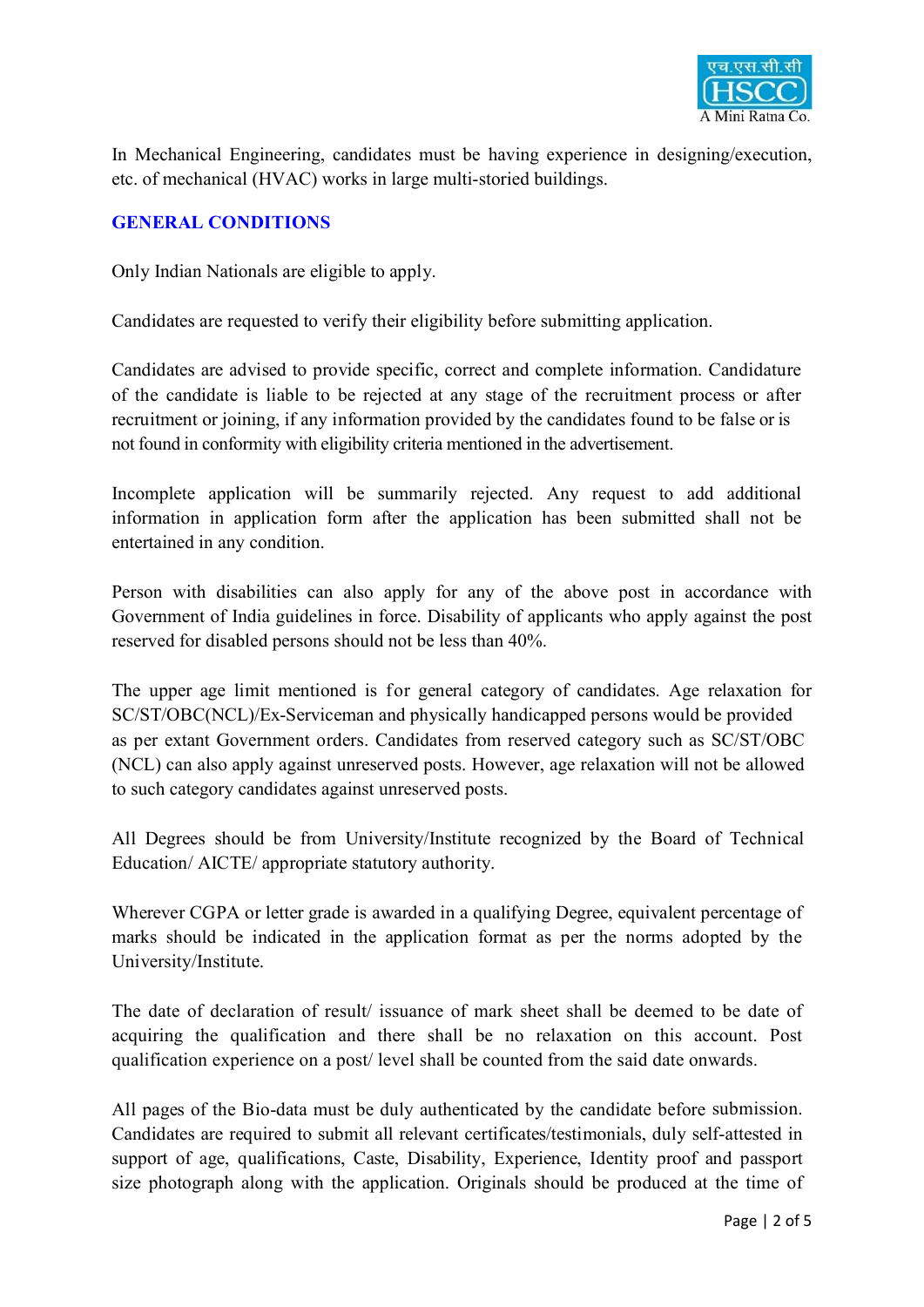In Mechanical Engineering, candidates must be having experience in designing/execution, etc. of mechanical (HVAC) works in large multi-storied buildings.

## GENERAL CONDITIONS

Only Indian Nationals are eligible to apply.

Candidates are requested to verify their eligibility before submitting application.

Candidates are advised to provide specific, correct and complete information. Candidature of the candidate is liable to be rejected at any stage of the recruitment process or after recruitment or joining, if any information provided by the candidates found to be false or is not found in conformity with eligibility criteria mentioned in the advertisement.

Incomplete application will be summarily rejected. Any request to add additional information in application form after the application has been submitted shall not be entertained in any condition.

Person with disabilities can also apply for any of the above post in accordance with Government of India guidelines in force. Disability of applicants who apply against the post reserved for disabled persons should not be less than 40%.

The upper age limit mentioned is for general category of candidates. Age relaxation for SC/ST/OBC(NCL)/Ex-Serviceman and physically handicapped persons would be provided as per extant Government orders. Candidates from reserved category such as SC/ST/OBC (NCL) can also apply against unreserved posts. However, age relaxation will not be allowed to such category candidates against unreserved posts.

All Degrees should be from University/Institute recognized by the Board of Technical Education/ AICTE/ appropriate statutory authority.

Wherever CGPA or letter grade is awarded in a qualifying Degree, equivalent percentage of marks should be indicated in the application format as per the norms adopted by the University/Institute.

The date of declaration of result/ issuance of mark sheet shall be deemed to be date of acquiring the qualification and there shall be no relaxation on this account. Post qualification experience on a post/ level shall be counted from the said date onwards.

All pages of the Bio-data must be duly authenticated by the candidate before submission. Candidates are required to submit all relevant certificates/testimonials, duly self-attested in support of age, qualifications, Caste, Disability, Experience, Identity proof and passport size photograph along with the application. Originals should be produced at the time of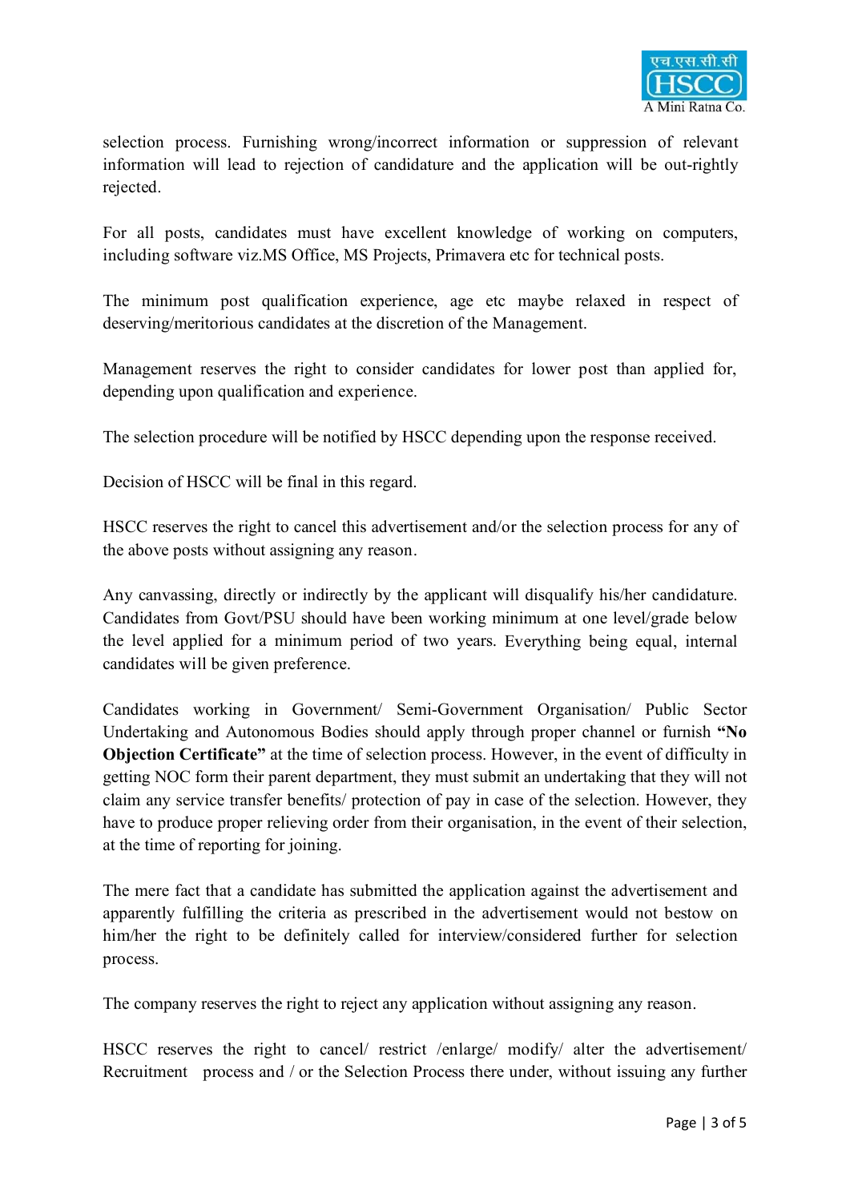selection process. Furnishing wrong/incorrect information or suppression of relevant information will lead to rejection of candidature and the application will be out-rightly rejected.

For all posts, candidates must have excellent knowledge of working on computers, including software viz.MS Office, MS Projects, Primavera etc for technical posts.

The minimum post qualification experience, age etc maybe relaxed in respect of deserving/meritorious candidates at the discretion of the Management.

Management reserves the right to consider candidates for lower post than applied for, depending upon qualification and experience.

The selection procedure will be notified by HSCC depending upon the response received.

Decision of HSCC will be final in this regard.

HSCC reserves the right to cancel this advertisement and/or the selection process for any of the above posts without assigning any reason.

Any canvassing, directly or indirectly by the applicant will disqualify his/her candidature. Candidates from Govt/PSU should have been working minimum at one level/grade below the level applied for a minimum period of two years. Everything being equal, internal candidates will be given preference.

Candidates working in Government/ Semi-Government Organisation/ Public Sector Undertaking and Autonomous Bodies should apply through proper channel or furnish **"No Objection Certificate"** at the time of selection process. However, in the event of difficulty in getting NOC form their parent department, they must submit an undertaking that they will not claim any service transfer benefits/ protection of pay in case of the selection. However, they have to produce proper relieving order from their organisation, in the event of their selection, at the time of reporting for joining.

The mere fact that a candidate has submitted the application against the advertisement and apparently fulfilling the criteria as prescribed in the advertisement would not bestow on him/her the right to be definitely called for interview/considered further for selection process.

The company reserves the right to reject any application without assigning any reason.

HSCC reserves the right to cancel/ restrict /enlarge/ modify/ alter the advertisement/ Recruitment process and / or the Selection Process there under, without issuing any further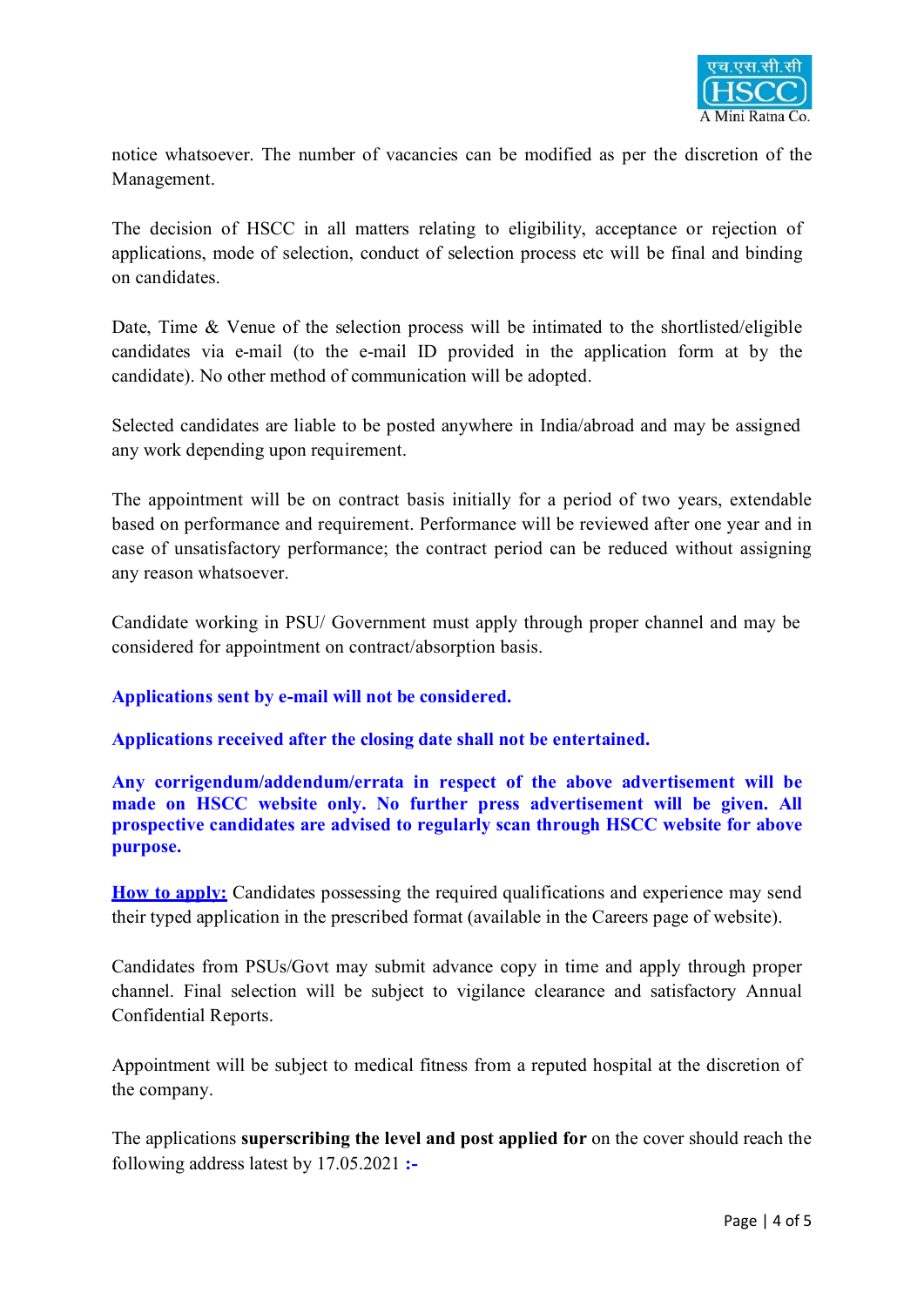notice whatsoever. The number of vacancies can be modified as per the discretion of the Management.

The decision of HSCC in all matters relating to eligibility, acceptance or rejection of applications, mode of selection, conduct of selection process etc will be final and binding on candidates.

Date, Time & Venue of the selection process will be intimated to the shortlisted/eligible candidates via e-mail (to the e-mail ID provided in the application form at by the candidate). No other method of communication will be adopted.

Selected candidates are liable to be posted anywhere in India/abroad and may be assigned any work depending upon requirement.

The appointment will be on contract basis initially for a period of two years, extendable based on performance and requirement. Performance will be reviewed after one year and in case of unsatisfactory performance; the contract period can be reduced without assigning any reason whatsoever.

Candidate working in PSU/ Government must apply through proper channel and may be considered for appointment on contract/absorption basis.

**Applications sent by e-mail will not be considered.**

**Applications received after the closing date shall not be entertained.**

**Any corrigendum/addendum/errata in respect of the above advertisement will be made on HSCC website only. No further press advertisement will be given. All prospective candidates are advised to regularly scan through HSCC website for above purpose.**

**How to apply:** Candidates possessing the required qualifications and experience may send their typed application in the prescribed format (available in the Careers page of website).

Candidates from PSUs/Govt may submit advance copy in time and apply through proper channel. Final selection will be subject to vigilance clearance and satisfactory Annual Confidential Reports.

Appointment will be subject to medical fitness from a reputed hospital at the discretion of the company.

The applications **superscribing the level and post applied for** on the cover should reach the following address latest by 17.05.2021 **:-**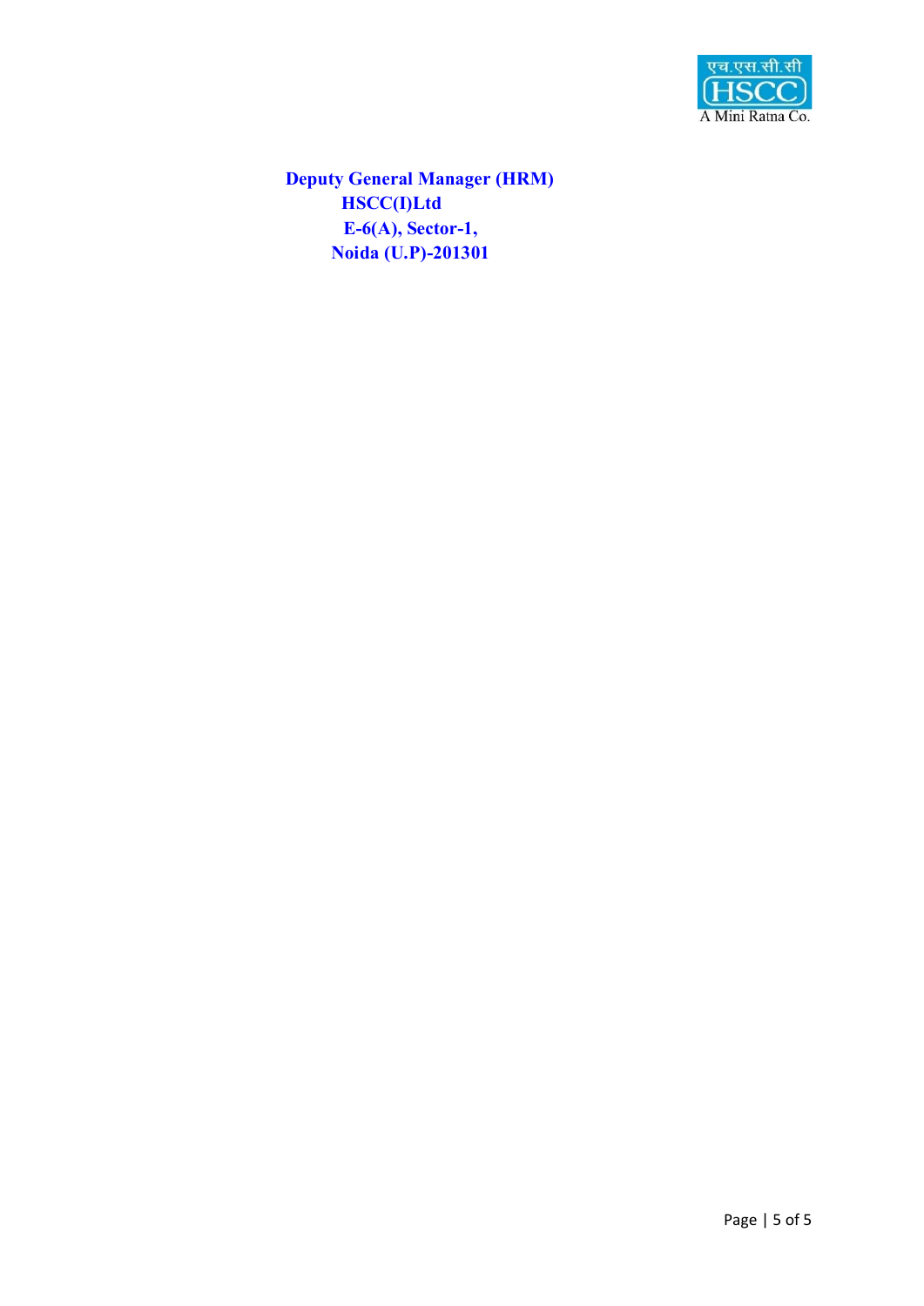**Deputy General Manager (HRM)**
**HSCC(I)Ltd**
**E-6(A), Sector-1,**
**Noida (U.P)-201301**